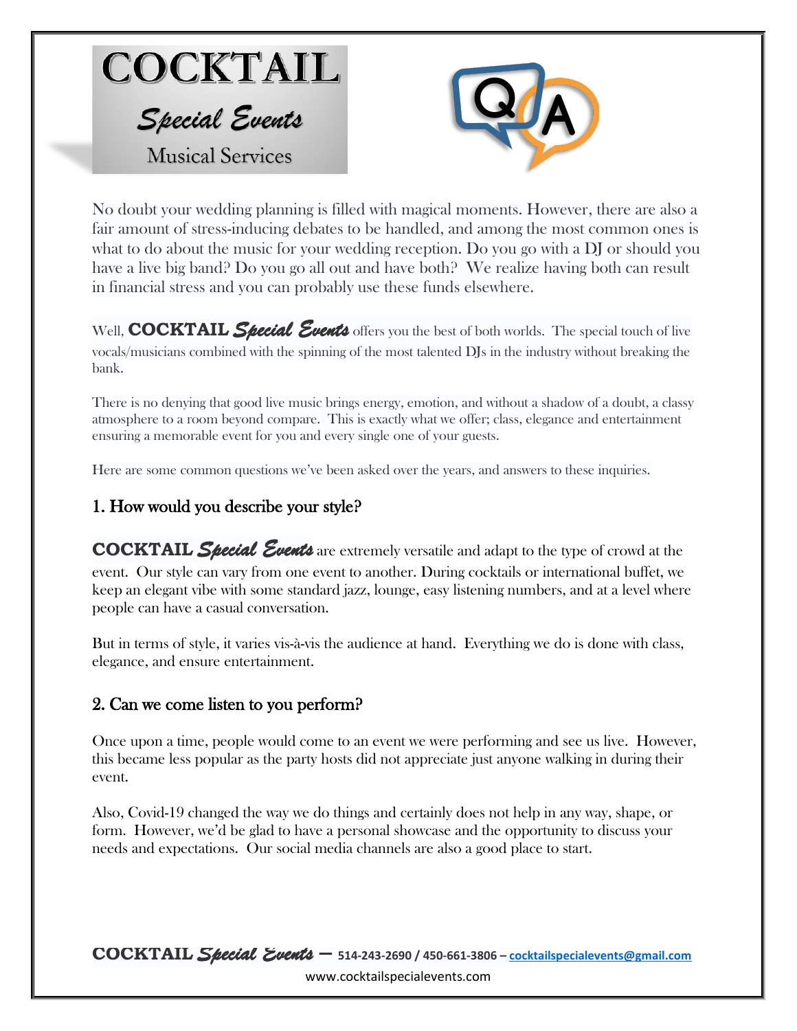# COCKTAIL *Special Events* Musical Services

Q&A

No doubt your wedding planning is filled with magical moments. However, there are also a fair amount of stress-inducing debates to be handled, and among the most common ones is what to do about the music for your wedding reception. Do you go with a DJ or should you have a live big band? Do you go all out and have both? We realize having both can result in financial stress and you can probably use these funds elsewhere.

Well, **COCKTAIL** ***Special Events*** offers you the best of both worlds. The special touch of live vocals/musicians combined with the spinning of the most talented DJs in the industry without breaking the bank.

There is no denying that good live music brings energy, emotion, and without a shadow of a doubt, a classy atmosphere to a room beyond compare. This is exactly what we offer; class, elegance and entertainment ensuring a memorable event for you and every single one of your guests.

Here are some common questions we've been asked over the years, and answers to these inquiries.

## 1. How would you describe your style?

**COCKTAIL** ***Special Events*** are extremely versatile and adapt to the type of crowd at the event. Our style can vary from one event to another. During cocktails or international buffet, we keep an elegant vibe with some standard jazz, lounge, easy listening numbers, and at a level where people can have a casual conversation.

But in terms of style, it varies vis-à-vis the audience at hand. Everything we do is done with class, elegance, and ensure entertainment.

## 2. Can we come listen to you perform?

Once upon a time, people would come to an event we were performing and see us live. However, this became less popular as the party hosts did not appreciate just anyone walking in during their event.

Also, Covid-19 changed the way we do things and certainly does not help in any way, shape, or form. However, we'd be glad to have a personal showcase and the opportunity to discuss your needs and expectations. Our social media channels are also a good place to start.

**COCKTAIL** ***Special Events*** – 514-243-2690 / 450-661-3806 – cocktailspecialevents@gmail.com
www.cocktailspecialevents.com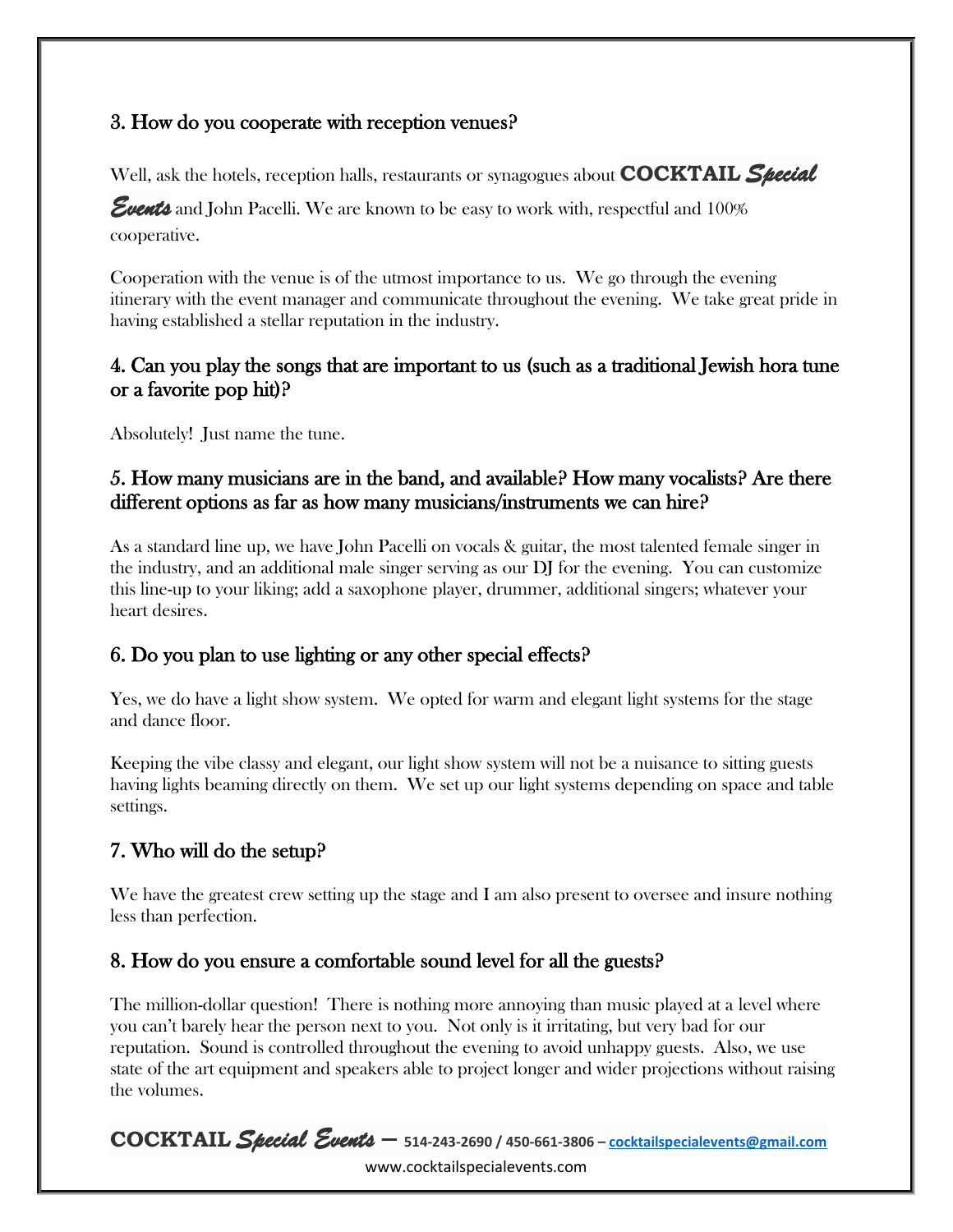## 3. How do you cooperate with reception venues?

Well, ask the hotels, reception halls, restaurants or synagogues about **COCKTAIL** ***Special Events*** and John Pacelli. We are known to be easy to work with, respectful and 100% cooperative.

Cooperation with the venue is of the utmost importance to us. We go through the evening itinerary with the event manager and communicate throughout the evening. We take great pride in having established a stellar reputation in the industry.

## 4. Can you play the songs that are important to us (such as a traditional Jewish hora tune or a favorite pop hit)?

Absolutely! Just name the tune.

## 5. How many musicians are in the band, and available? How many vocalists? Are there different options as far as how many musicians/instruments we can hire?

As a standard line up, we have John Pacelli on vocals & guitar, the most talented female singer in the industry, and an additional male singer serving as our DJ for the evening. You can customize this line-up to your liking; add a saxophone player, drummer, additional singers; whatever your heart desires.

## 6. Do you plan to use lighting or any other special effects?

Yes, we do have a light show system. We opted for warm and elegant light systems for the stage and dance floor.

Keeping the vibe classy and elegant, our light show system will not be a nuisance to sitting guests having lights beaming directly on them. We set up our light systems depending on space and table settings.

## 7. Who will do the setup?

We have the greatest crew setting up the stage and I am also present to oversee and insure nothing less than perfection.

## 8. How do you ensure a comfortable sound level for all the guests?

The million-dollar question! There is nothing more annoying than music played at a level where you can't barely hear the person next to you. Not only is it irritating, but very bad for our reputation. Sound is controlled throughout the evening to avoid unhappy guests. Also, we use state of the art equipment and speakers able to project longer and wider projections without raising the volumes.

**COCKTAIL** ***Special Events*** – **514-243-2690 / 450-661-3806 – cocktailspecialevents@gmail.com**

www.cocktailspecialevents.com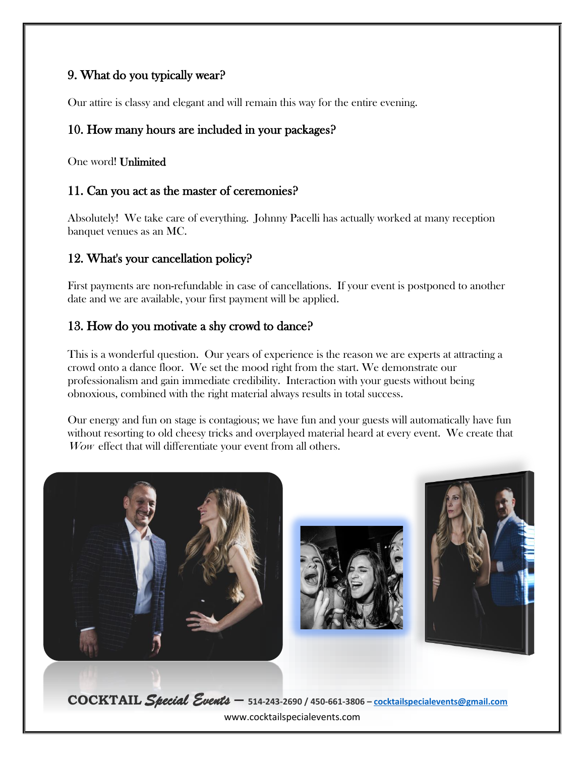## 9. What do you typically wear?

Our attire is classy and elegant and will remain this way for the entire evening.

## 10. How many hours are included in your packages?

One word! **Unlimited**

## 11. Can you act as the master of ceremonies?

Absolutely! We take care of everything. Johnny Pacelli has actually worked at many reception banquet venues as an MC.

## 12. What's your cancellation policy?

First payments are non-refundable in case of cancellations. If your event is postponed to another date and we are available, your first payment will be applied.

## 13. How do you motivate a shy crowd to dance?

This is a wonderful question. Our years of experience is the reason we are experts at attracting a crowd onto a dance floor. We set the mood right from the start. We demonstrate our professionalism and gain immediate credibility. Interaction with your guests without being obnoxious, combined with the right material always results in total success.

Our energy and fun on stage is contagious; we have fun and your guests will automatically have fun without resorting to old cheesy tricks and overplayed material heard at every event. We create that *Wow* effect that will differentiate your event from all others.